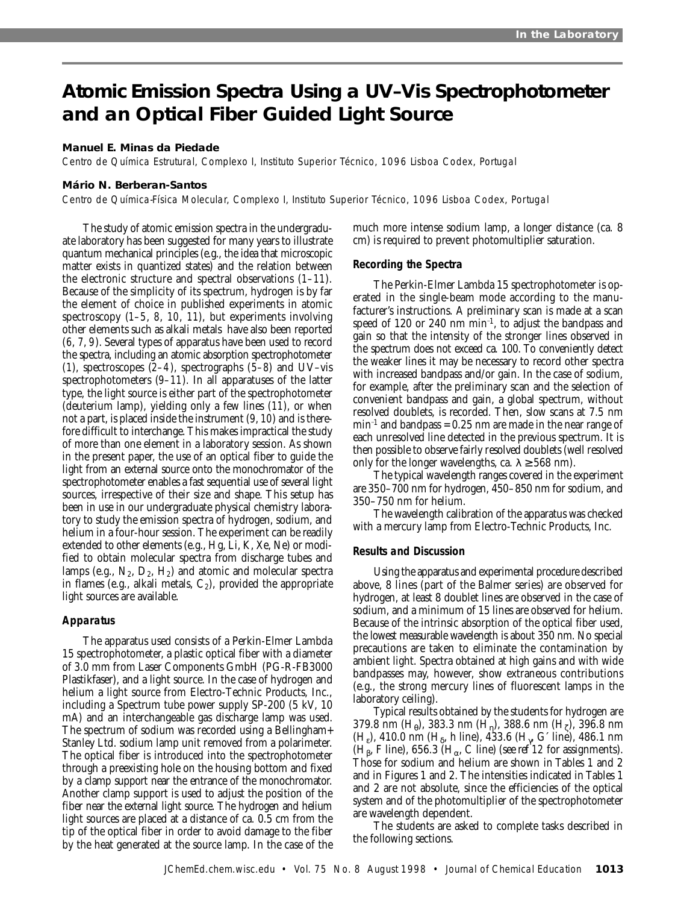# Atomic Emission Spectra Using a UV–Vis Spectrophotometer and an Optical Fiber Guided Light Source

**Manuel E. Minas da Piedade**

*Centro de Química Estrutural, Complexo I, Instituto Superior Técnico, 1096 Lisboa Codex, Portugal*

**Mário N. Berberan-Santos**

*Centro de Química-Física Molecular, Complexo I, Instituto Superior Técnico, 1096 Lisboa Codex, Portugal*

The study of atomic emission spectra in the undergraduate laboratory has been suggested for many years to illustrate quantum mechanical principles (e.g., the idea that microscopic matter exists in quantized states) and the relation between the electronic structure and spectral observations (1–11). Because of the simplicity of its spectrum, hydrogen is by far the element of choice in published experiments in atomic spectroscopy (1–5, 8, 10, 11), but experiments involving other elements such as alkali metals have also been reported (6, 7, 9). Several types of apparatus have been used to record the spectra, including an atomic absorption spectrophotometer (1), spectroscopes (2–4), spectrographs (5–8) and UV–vis spectrophotometers (9–11). In all apparatuses of the latter type, the light source is either part of the spectrophotometer (deuterium lamp), yielding only a few lines (11), or when not a part, is placed inside the instrument (9, 10) and is therefore difficult to interchange. This makes impractical the study of more than one element in a laboratory session. As shown in the present paper, the use of an optical fiber to guide the light from an external source onto the monochromator of the spectrophotometer enables a fast sequential use of several light sources, irrespective of their size and shape. This setup has been in use in our undergraduate physical chemistry laboratory to study the emission spectra of hydrogen, sodium, and helium in a four-hour session. The experiment can be readily extended to other elements (e.g., Hg, Li, K, Xe, Ne) or modified to obtain molecular spectra from discharge tubes and lamps (e.g., $N_2$, $D_2$, $H_2$) and atomic and molecular spectra in flames (e.g., alkali metals, $C_2$), provided the appropriate light sources are available.

### Apparatus

The apparatus used consists of a Perkin-Elmer Lambda 15 spectrophotometer, a plastic optical fiber with a diameter of 3.0 mm from Laser Components GmbH (PG-R-FB3000 Plastikfaser), and a light source. In the case of hydrogen and helium a light source from Electro-Technic Products, Inc., including a Spectrum tube power supply SP-200 (5 kV, 10 mA) and an interchangeable gas discharge lamp was used. The spectrum of sodium was recorded using a Bellingham+Stanley Ltd. sodium lamp unit removed from a polarimeter. The optical fiber is introduced into the spectrophotometer through a preexisting hole on the housing bottom and fixed by a clamp support near the entrance of the monochromator. Another clamp support is used to adjust the position of the fiber near the external light source. The hydrogen and helium light sources are placed at a distance of ca. 0.5 cm from the tip of the optical fiber in order to avoid damage to the fiber by the heat generated at the source lamp. In the case of the much more intense sodium lamp, a longer distance (ca. 8 cm) is required to prevent photomultiplier saturation.

### Recording the Spectra

The Perkin-Elmer Lambda 15 spectrophotometer is operated in the single-beam mode according to the manufacturer's instructions. A preliminary scan is made at a scan speed of 120 or 240 nm min$^{-1}$, to adjust the bandpass and gain so that the intensity of the stronger lines observed in the spectrum does not exceed ca. 100. To conveniently detect the weaker lines it may be necessary to record other spectra with increased bandpass and/or gain. In the case of sodium, for example, after the preliminary scan and the selection of convenient bandpass and gain, a global spectrum, without resolved doublets, is recorded. Then, slow scans at 7.5 nm min$^{-1}$ and bandpass = 0.25 nm are made in the near range of each unresolved line detected in the previous spectrum. It is then possible to observe fairly resolved doublets (well resolved only for the longer wavelengths, ca. $\lambda \geq 568$ nm).

The typical wavelength ranges covered in the experiment are 350–700 nm for hydrogen, 450–850 nm for sodium, and 350–750 nm for helium.

The wavelength calibration of the apparatus was checked with a mercury lamp from Electro-Technic Products, Inc.

### Results and Discussion

Using the apparatus and experimental procedure described above, 8 lines (part of the Balmer series) are observed for hydrogen, at least 8 doublet lines are observed in the case of sodium, and a minimum of 15 lines are observed for helium. Because of the intrinsic absorption of the optical fiber used, the lowest measurable wavelength is about 350 nm. No special precautions are taken to eliminate the contamination by ambient light. Spectra obtained at high gains and with wide bandpasses may, however, show extraneous contributions (e.g., the strong mercury lines of fluorescent lamps in the laboratory ceiling).

Typical results obtained by the students for hydrogen are 379.8 nm ($H_\theta$), 383.3 nm ($H_\eta$), 388.6 nm ($H_\zeta$), 396.8 nm ($H_\varepsilon$), 410.0 nm ($H_\delta$, h line), 433.6 ($H_\gamma$, G′ line), 486.1 nm ($H_\beta$, F line), 656.3 ($H_\alpha$, C line) (see ref 12 for assignments). Those for sodium and helium are shown in Tables 1 and 2 and in Figures 1 and 2. The intensities indicated in Tables 1 and 2 are not absolute, since the efficiencies of the optical system and of the photomultiplier of the spectrophotometer are wavelength dependent.

The students are asked to complete tasks described in the following sections.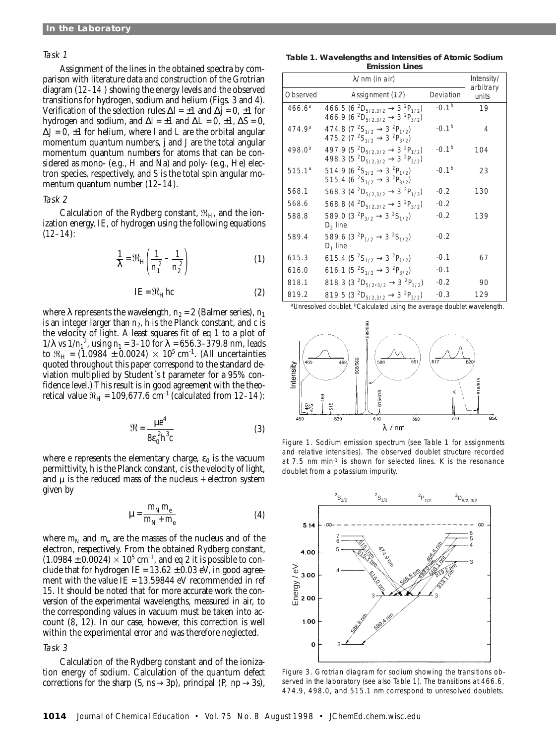### Task 1

Assignment of the lines in the obtained spectra by comparison with literature data and construction of the Grotrian diagram (12–14) showing the energy levels and the observed transitions for hydrogen, sodium and helium (Figs. 3 and 4). Verification of the selection rules $\Delta l = \pm 1$ and $\Delta j = 0, \pm 1$ for hydrogen and sodium, and $\Delta l = \pm 1$ and $\Delta L = 0, \pm 1, \Delta S = 0, \Delta J = 0, \pm 1$ for helium, where $l$ and $L$ are the orbital angular momentum quantum numbers, $j$ and $J$ are the total angular momentum quantum numbers for atoms that can be considered as mono- (e.g., H and Na) and poly- (e.g., He) electron species, respectively, and $S$ is the total spin angular momentum quantum number (12–14).

### Task 2

Calculation of the Rydberg constant, $\Re_H$, and the ionization energy, IE, of hydrogen using the following equations (12–14):

$$\frac{1}{\lambda} = \Re_H \left( \frac{1}{n_1^2} - \frac{1}{n_2^2} \right) \qquad (1)$$

$$IE = \Re_H hc \qquad (2)$$

where $\lambda$ represents the wavelength, $n_2 = 2$ (Balmer series), $n_1$ is an integer larger than $n_2$, $h$ is the Planck constant, and $c$ is the velocity of light. A least squares fit of eq 1 to a plot of $1/\lambda$ vs $1/n_1^2$, using $n_1 = 3$–$10$ for $\lambda = 656.3$–$379.8$ nm, leads to $\Re_H = (1.0984 \pm 0.0024) \times 10^5$ cm$^{-1}$. (All uncertainties quoted throughout this paper correspond to the standard deviation multiplied by Student´s $t$ parameter for a 95% confidence level.) This result is in good agreement with the theoretical value $\Re_H = 109{,}677.6$ cm$^{-1}$ (calculated from 12–14):

$$\Re = \frac{\mu e^4}{8\varepsilon_0^2 h^3 c} \qquad (3)$$

where $e$ represents the elementary charge, $\varepsilon_0$ is the vacuum permittivity, $h$ is the Planck constant, $c$ is the velocity of light, and $\mu$ is the reduced mass of the nucleus + electron system given by

$$\mu = \frac{m_N m_e}{m_N + m_e} \qquad (4)$$

where $m_N$ and $m_e$ are the masses of the nucleus and of the electron, respectively. From the obtained Rydberg constant, $(1.0984 \pm 0.0024) \times 10^5$ cm$^{-1}$, and eq 2 it is possible to conclude that for hydrogen IE = 13.62 ± 0.03 eV, in good agreement with the value IE = 13.59844 eV recommended in ref 15. It should be noted that for more accurate work the conversion of the experimental wavelengths, measured in air, to the corresponding values in vacuum must be taken into account (8, 12). In our case, however, this correction is well within the experimental error and was therefore neglected.

### Task 3

Calculation of the Rydberg constant and of the ionization energy of sodium. Calculation of the quantum defect corrections for the sharp (S, $ns \rightarrow 3p$), principal (P, $np \rightarrow 3s$),

**Table 1. Wavelengths and Intensities of Atomic Sodium Emission Lines**

| $\lambda$/ nm (in air) | | | Intensity/ arbitrary units |
|---|---|---|---|
| Observed | Assignment (12) | Deviation | |
| 466.6[a] | 466.5 ($6\ ^2D_{5/2,3/2} \rightarrow 3\ ^2P_{1/2}$)<br>466.9 ($6\ ^2D_{5/2,3/2} \rightarrow 3\ ^2P_{3/2}$) | –0.1[b] | 19 |
| 474.9[a] | 474.8 ($7\ ^2S_{1/2} \rightarrow 3\ ^2P_{1/2}$)<br>475.2 ($7\ ^2S_{1/2} \rightarrow 3\ ^2P_{3/2}$) | –0.1[b] | 4 |
| 498.0[a] | 497.9 ($5\ ^2D_{5/2,3/2} \rightarrow 3\ ^2P_{1/2}$)<br>498.3 ($5\ ^2D_{5/2,3/2} \rightarrow 3\ ^2P_{3/2}$) | –0.1[b] | 104 |
| 515.1[a] | 514.9 ($6\ ^2S_{1/2} \rightarrow 3\ ^2P_{1/2}$)<br>515.4 ($6\ ^2S_{1/2} \rightarrow 3\ ^2P_{3/2}$) | –0.1[b] | 23 |
| 568.1 | 568.3 ($4\ ^2D_{5/2,3/2} \rightarrow 3\ ^2P_{1/2}$) | –0.2 | 130 |
| 568.6 | 568.8 ($4\ ^2D_{5/2,3/2} \rightarrow 3\ ^2P_{3/2}$) | –0.2 | |
| 588.8 | 589.0 ($3\ ^2P_{3/2} \rightarrow 3\ ^2S_{1/2}$)<br>$D_2$ line | –0.2 | 139 |
| 589.4 | 589.6 ($3\ ^2P_{1/2} \rightarrow 3\ ^2S_{1/2}$)<br>$D_1$ line | –0.2 | |
| 615.3 | 615.4 ($5\ ^2S_{1/2} \rightarrow 3\ ^2P_{1/2}$) | –0.1 | 67 |
| 616.0 | 616.1 ($5\ ^2S_{1/2} \rightarrow 3\ ^2P_{3/2}$) | –0.1 | |
| 818.1 | 818.3 ($3\ ^2D_{5/2,3/2} \rightarrow 3\ ^2P_{1/2}$) | –0.2 | 90 |
| 819.2 | 819.5 ($3\ ^2D_{5/2,3/2} \rightarrow 3\ ^2P_{3/2}$) | –0.3 | 129 |

[a]Unresolved doublet. [b]Calculated using the average doublet wavelength.

Figure 1. Sodium emission spectrum (see Table 1 for assignments and relative intensities). The observed doublet structure recorded at 7.5 nm min$^{-1}$ is shown for selected lines. K is the resonance doublet from a potassium impurity.

Figure 3. Grotrian diagram for sodium showing the transitions observed in the laboratory (see also Table 1). The transitions at 466.6, 474.9, 498.0, and 515.1 nm correspond to unresolved doublets.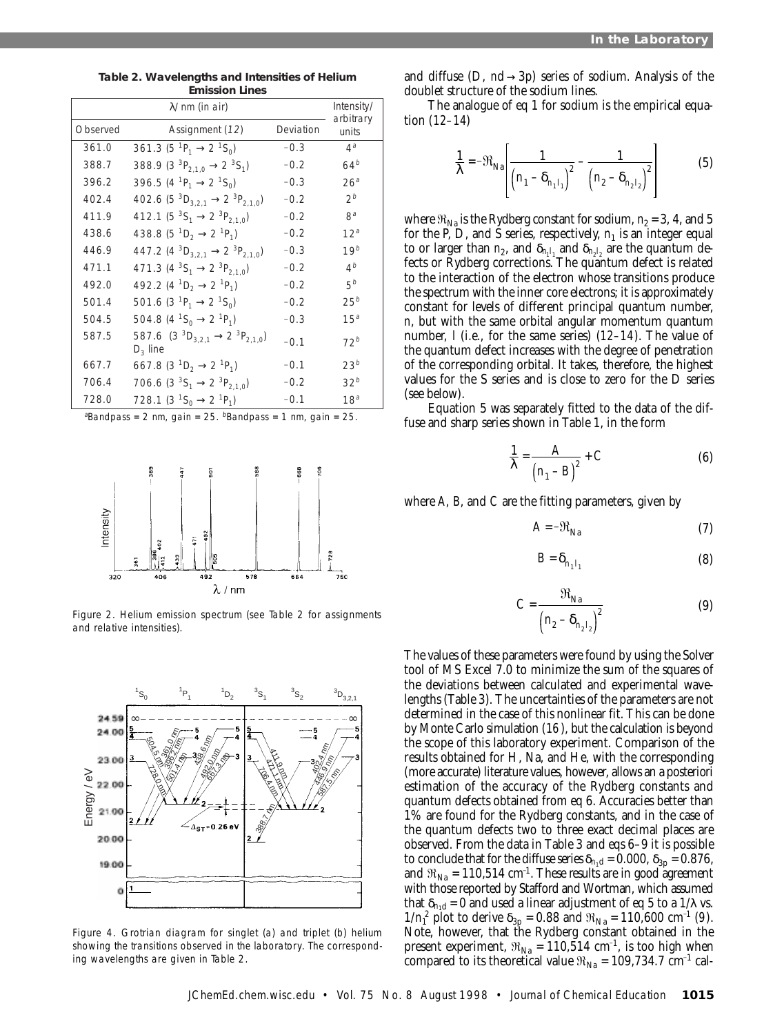**Table 2. Wavelengths and Intensities of Helium Emission Lines**

| λ/nm (in air) | | | Intensity/ arbitrary units |
|---|---|---|---|
| Observed | Assignment (12) | Deviation | |
| 361.0 | 361.3 (5 $^1P_1 \rightarrow 2\ ^1S_0$) | –0.3 | 4[a] |
| 388.7 | 388.9 (3 $^3P_{2,1,0} \rightarrow 2\ ^3S_1$) | –0.2 | 64[b] |
| 396.2 | 396.5 (4 $^1P_1 \rightarrow 2\ ^1S_0$) | –0.3 | 26[a] |
| 402.4 | 402.6 (5 $^3D_{3,2,1} \rightarrow 2\ ^3P_{2,1,0}$) | –0.2 | 2[b] |
| 411.9 | 412.1 (5 $^3S_1 \rightarrow 2\ ^3P_{2,1,0}$) | –0.2 | 8[a] |
| 438.6 | 438.8 (5 $^1D_2 \rightarrow 2\ ^1P_1$) | –0.2 | 12[a] |
| 446.9 | 447.2 (4 $^3D_{3,2,1} \rightarrow 2\ ^3P_{2,1,0}$) | –0.3 | 19[b] |
| 471.1 | 471.3 (4 $^3S_1 \rightarrow 2\ ^3P_{2,1,0}$) | –0.2 | 4[b] |
| 492.0 | 492.2 (4 $^1D_2 \rightarrow 2\ ^1P_1$) | –0.2 | 5[b] |
| 501.4 | 501.6 (3 $^1P_1 \rightarrow 2\ ^1S_0$) | –0.2 | 25[b] |
| 504.5 | 504.8 (4 $^1S_0 \rightarrow 2\ ^1P_1$) | –0.3 | 15[a] |
| 587.5 | 587.6 (3 $^3D_{3,2,1} \rightarrow 2\ ^3P_{2,1,0}$) $D_3$ line | –0.1 | 72[b] |
| 667.7 | 667.8 (3 $^1D_2 \rightarrow 2\ ^1P_1$) | –0.1 | 23[b] |
| 706.4 | 706.6 (3 $^3S_1 \rightarrow 2\ ^3P_{2,1,0}$) | –0.2 | 32[b] |
| 728.0 | 728.1 (3 $^1S_0 \rightarrow 2\ ^1P_1$) | –0.1 | 18[a] |

[a]Bandpass = 2 nm, gain = 25. [b]Bandpass = 1 nm, gain = 25.

Figure 2. Helium emission spectrum (see Table 2 for assignments and relative intensities).

Figure 4. Grotrian diagram for singlet (a) and triplet (b) helium showing the transitions observed in the laboratory. The corresponding wavelengths are given in Table 2.

and diffuse (D, $nd \rightarrow 3p$) series of sodium. Analysis of the doublet structure of the sodium lines.

The analogue of eq 1 for sodium is the empirical equation (12–14)

$$\frac{1}{\lambda} = -\Re_{Na}\left[\frac{1}{\left(n_1 - \delta_{n_1 l_1}\right)^2} - \frac{1}{\left(n_2 - \delta_{n_2 l_2}\right)^2}\right] \quad (5)$$

where $\Re_{Na}$ is the Rydberg constant for sodium, $n_2$ = 3, 4, and 5 for the P, D, and S series, respectively, $n_1$ is an integer equal to or larger than $n_2$, and $\delta_{n_1 l_1}$ and $\delta_{n_2 l_2}$ are the quantum defects or Rydberg corrections. The quantum defect is related to the interaction of the electron whose transitions produce the spectrum with the inner core electrons; it is approximately constant for levels of different principal quantum number, $n$, but with the same orbital angular momentum quantum number, $l$ (i.e., for the same series) (12–14). The value of the quantum defect increases with the degree of penetration of the corresponding orbital. It takes, therefore, the highest values for the S series and is close to zero for the D series (see below).

Equation 5 was separately fitted to the data of the diffuse and sharp series shown in Table 1, in the form

$$\frac{1}{\lambda} = \frac{A}{\left(n_1 - B\right)^2} + C \quad (6)$$

where $A$, $B$, and $C$ are the fitting parameters, given by

$$A = -\Re_{Na} \quad (7)$$

$$B = \delta_{n_1 l_1} \quad (8)$$

$$C = \frac{\Re_{Na}}{\left(n_2 - \delta_{n_2 l_2}\right)^2} \quad (9)$$

The values of these parameters were found by using the Solver tool of MS Excel 7.0 to minimize the sum of the squares of the deviations between calculated and experimental wavelengths (Table 3). The uncertainties of the parameters are not determined in the case of this nonlinear fit. This can be done by Monte Carlo simulation (16), but the calculation is beyond the scope of this laboratory experiment. Comparison of the results obtained for H, Na, and He, with the corresponding (more accurate) literature values, however, allows an a posteriori estimation of the accuracy of the Rydberg constants and quantum defects obtained from eq 6. Accuracies better than 1% are found for the Rydberg constants, and in the case of the quantum defects two to three exact decimal places are observed. From the data in Table 3 and eqs 6–9 it is possible to conclude that for the diffuse series $\delta_{n_1 d} = 0.000$, $\delta_{3p} = 0.876$, and $\Re_{Na}$ = 110,514 cm$^{-1}$. These results are in good agreement with those reported by Stafford and Wortman, which assumed that $\delta_{n_1 d} = 0$ and used a linear adjustment of eq 5 to a $1/\lambda$ vs. $1/n_1^2$ plot to derive $\delta_{3p} = 0.88$ and $\Re_{Na}$ = 110,600 cm$^{-1}$ (9). Note, however, that the Rydberg constant obtained in the present experiment, $\Re_{Na}$ = 110,514 cm$^{-1}$, is too high when compared to its theoretical value $\Re_{Na}$ = 109,734.7 cm$^{-1}$ cal-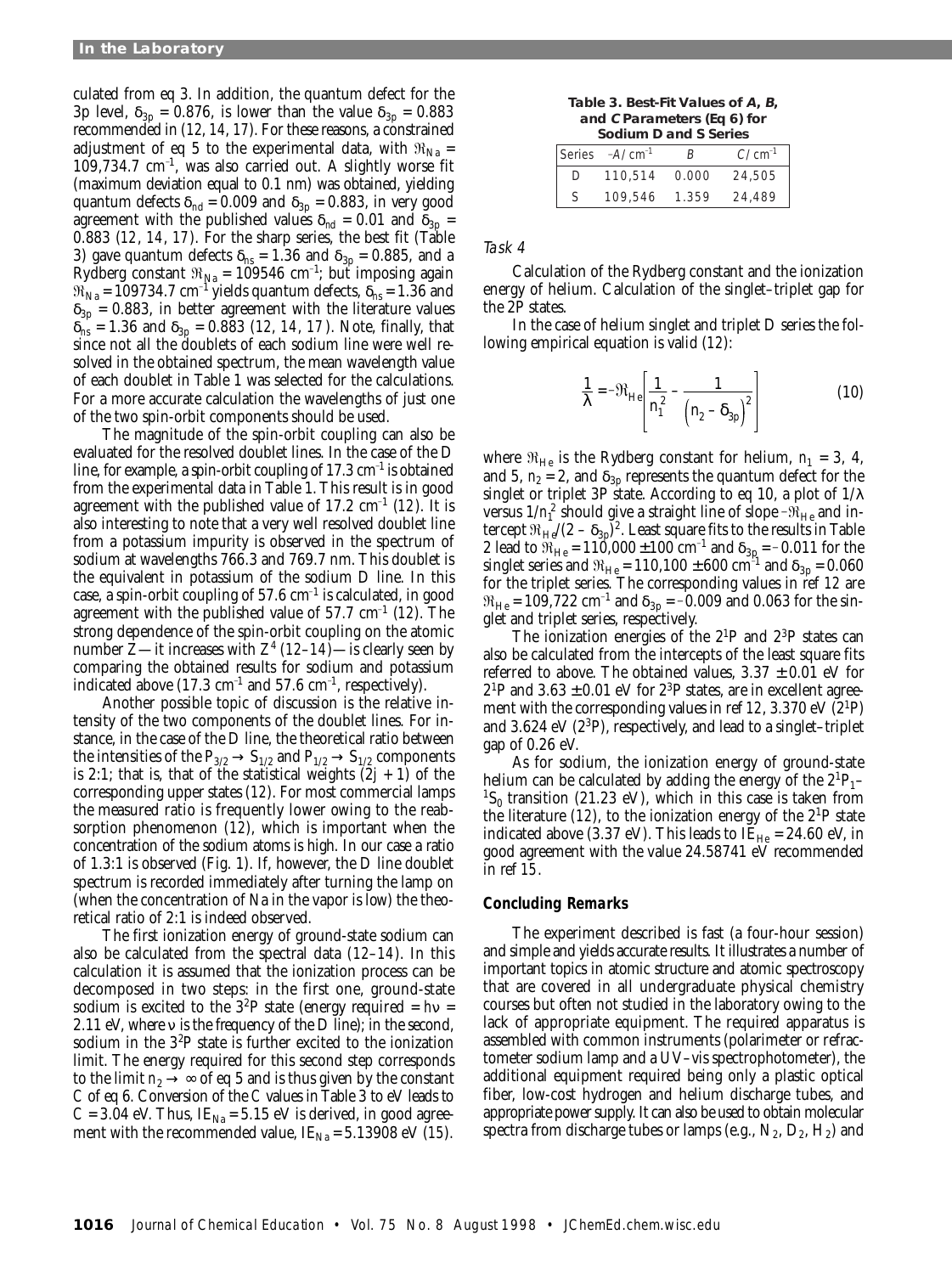culated from eq 3. In addition, the quantum defect for the 3p level, $\delta_{3p} = 0.876$, is lower than the value $\delta_{3p} = 0.883$ recommended in (12, 14, 17). For these reasons, a constrained adjustment of eq 5 to the experimental data, with $\Re_{Na}$ = 109,734.7 cm$^{-1}$, was also carried out. A slightly worse fit (maximum deviation equal to 0.1 nm) was obtained, yielding quantum defects $\delta_{nd} = 0.009$ and $\delta_{3p} = 0.883$, in very good agreement with the published values $\delta_{nd} = 0.01$ and $\delta_{3p} = 0.883$ (12, 14, 17). For the sharp series, the best fit (Table 3) gave quantum defects $\delta_{ns} = 1.36$ and $\delta_{3p} = 0.885$, and a Rydberg constant $\Re_{Na}$ = 109546 cm$^{-1}$; but imposing again $\Re_{Na}$ = 109734.7 cm$^{-1}$ yields quantum defects, $\delta_{ns} = 1.36$ and $\delta_{3p} = 0.883$, in better agreement with the literature values $\delta_{ns} = 1.36$ and $\delta_{3p} = 0.883$ (12, 14, 17). Note, finally, that since not all the doublets of each sodium line were well resolved in the obtained spectrum, the mean wavelength value of each doublet in Table 1 was selected for the calculations. For a more accurate calculation the wavelengths of just one of the two spin-orbit components should be used.

The magnitude of the spin-orbit coupling can also be evaluated for the resolved doublet lines. In the case of the D line, for example, a spin-orbit coupling of 17.3 cm$^{-1}$ is obtained from the experimental data in Table 1. This result is in good agreement with the published value of 17.2 cm$^{-1}$ (12). It is also interesting to note that a very well resolved doublet line from a potassium impurity is observed in the spectrum of sodium at wavelengths 766.3 and 769.7 nm. This doublet is the equivalent in potassium of the sodium D line. In this case, a spin-orbit coupling of 57.6 cm$^{-1}$ is calculated, in good agreement with the published value of 57.7 cm$^{-1}$ (12). The strong dependence of the spin-orbit coupling on the atomic number $Z$—it increases with $Z^4$ (12–14)—is clearly seen by comparing the obtained results for sodium and potassium indicated above (17.3 cm$^{-1}$ and 57.6 cm$^{-1}$, respectively).

Another possible topic of discussion is the relative intensity of the two components of the doublet lines. For instance, in the case of the D line, the theoretical ratio between the intensities of the $P_{3/2} \rightarrow S_{1/2}$ and $P_{1/2} \rightarrow S_{1/2}$ components is 2:1; that is, that of the statistical weights $(2j + 1)$ of the corresponding upper states (12). For most commercial lamps the measured ratio is frequently lower owing to the reabsorption phenomenon (12), which is important when the concentration of the sodium atoms is high. In our case a ratio of 1.3:1 is observed (Fig. 1). If, however, the D line doublet spectrum is recorded immediately after turning the lamp on (when the concentration of Na in the vapor is low) the theoretical ratio of 2:1 is indeed observed.

The first ionization energy of ground-state sodium can also be calculated from the spectral data (12–14). In this calculation it is assumed that the ionization process can be decomposed in two steps: in the first one, ground-state sodium is excited to the $3^2P$ state (energy required = $h\nu$ = 2.11 eV, where $\nu$ is the frequency of the D line); in the second, sodium in the $3^2P$ state is further excited to the ionization limit. The energy required for this second step corresponds to the limit $n_2 \rightarrow \infty$ of eq 5 and is thus given by the constant $C$ of eq 6. Conversion of the $C$ values in Table 3 to eV leads to $C$ = 3.04 eV. Thus, $IE_{Na}$ = 5.15 eV is derived, in good agreement with the recommended value, $IE_{Na}$ = 5.13908 eV (15).

**Table 3. Best-Fit Values of *A*, *B*, and *C* Parameters (Eq 6) for Sodium D and S Series**

| Series | $-A$/cm$^{-1}$ | $B$ | $C$/cm$^{-1}$ |
|---|---|---|---|
| D | 110,514 | 0.000 | 24,505 |
| S | 109,546 | 1.359 | 24,489 |

*Task 4*

Calculation of the Rydberg constant and the ionization energy of helium. Calculation of the singlet–triplet gap for the 2P states.

In the case of helium singlet and triplet D series the following empirical equation is valid (12):

$$\frac{1}{\lambda} = -\Re_{He}\left[\frac{1}{n_1^2} - \frac{1}{\left(n_2 - \delta_{3p}\right)^2}\right] \tag{10}$$

where $\Re_{He}$ is the Rydberg constant for helium, $n_1$ = 3, 4, and 5, $n_2$ = 2, and $\delta_{3p}$ represents the quantum defect for the singlet or triplet 3P state. According to eq 10, a plot of $1/\lambda$ versus $1/n_1^2$ should give a straight line of slope $-\Re_{He}$ and intercept $\Re_{He}/(2 - \delta_{3p})^2$. Least square fits to the results in Table 2 lead to $\Re_{He}$ = 110,000 ± 100 cm$^{-1}$ and $\delta_{3p}$ = −0.011 for the singlet series and $\Re_{He}$ = 110,100 ± 600 cm$^{-1}$ and $\delta_{3p}$ = 0.060 for the triplet series. The corresponding values in ref 12 are $\Re_{He}$ = 109,722 cm$^{-1}$ and $\delta_{3p}$ = −0.009 and 0.063 for the singlet and triplet series, respectively.

The ionization energies of the $2^1P$ and $2^3P$ states can also be calculated from the intercepts of the least square fits referred to above. The obtained values, 3.37 ± 0.01 eV for $2^1P$ and 3.63 ± 0.01 eV for $2^3P$ states, are in excellent agreement with the corresponding values in ref 12, 3.370 eV ($2^1P$) and 3.624 eV ($2^3P$), respectively, and lead to a singlet–triplet gap of 0.26 eV.

As for sodium, the ionization energy of ground-state helium can be calculated by adding the energy of the $2^1P_1$–$^1S_0$ transition (21.23 eV), which in this case is taken from the literature (12), to the ionization energy of the $2^1P$ state indicated above (3.37 eV). This leads to $IE_{He}$ = 24.60 eV, in good agreement with the value 24.58741 eV recommended in ref 15.

## Concluding Remarks

The experiment described is fast (a four-hour session) and simple and yields accurate results. It illustrates a number of important topics in atomic structure and atomic spectroscopy that are covered in all undergraduate physical chemistry courses but often not studied in the laboratory owing to the lack of appropriate equipment. The required apparatus is assembled with common instruments (polarimeter or refractometer sodium lamp and a UV–vis spectrophotometer), the additional equipment required being only a plastic optical fiber, low-cost hydrogen and helium discharge tubes, and appropriate power supply. It can also be used to obtain molecular spectra from discharge tubes or lamps (e.g., $N_2$, $D_2$, $H_2$) and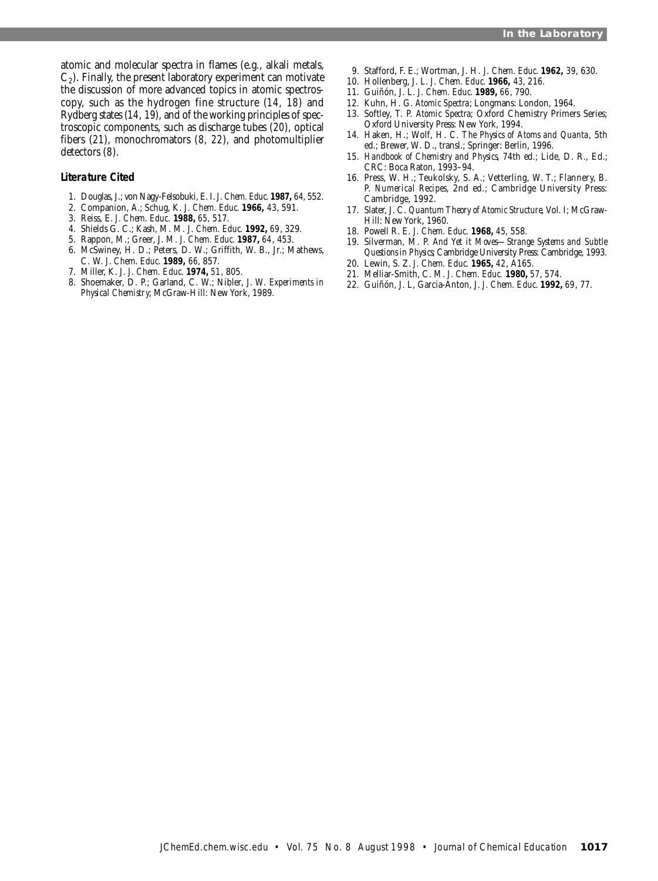atomic and molecular spectra in flames (e.g., alkali metals, $C_2$). Finally, the present laboratory experiment can motivate the discussion of more advanced topics in atomic spectroscopy, such as the hydrogen fine structure (*14, 18*) and Rydberg states (*14, 19*), and of the working principles of spectroscopic components, such as discharge tubes (*20*), optical fibers (*21*), monochromators (*8, 22*), and photomultiplier detectors (*8*).

## Literature Cited

1. Douglas, J.; von Nagy-Felsobuki, E. I. *J. Chem. Educ.* **1987,** *64*, 552.
2. Companion, A.; Schug, K. *J. Chem. Educ.* **1966,** *43*, 591.
3. Reiss, E. *J. Chem. Educ.* **1988,** *65*, 517.
4. Shields G. C.; Kash, M. M. *J. Chem. Educ.* **1992,** *69*, 329.
5. Rappon, M.; Greer, J. M. *J. Chem. Educ.* **1987,** *64*, 453.
6. McSwiney, H. D.; Peters, D. W.; Griffith, W. B., Jr.; Mathews, C. W. *J. Chem. Educ.* **1989,** *66*, 857.
7. Miller, K. J. *J. Chem. Educ.* **1974,** *51*, 805.
8. Shoemaker, D. P.; Garland, C. W.; Nibler, J. W. *Experiments in Physical Chemistry*; McGraw-Hill: New York, 1989.
9. Stafford, F. E.; Wortman, J. H. *J. Chem. Educ.* **1962,** *39*, 630.
10. Hollenberg, J. L. *J. Chem. Educ.* **1966,** *43*, 216.
11. Guiñón, J. L. *J. Chem. Educ.* **1989,** *66*, 790.
12. Kuhn, H. G. *Atomic Spectra*; Longmans: London, 1964.
13. Softley, T. P. *Atomic Spectra*; Oxford Chemistry Primers Series; Oxford University Press: New York, 1994.
14. Haken, H.; Wolf, H. C. *The Physics of Atoms and Quanta*, 5th ed.; Brewer, W. D., transl.; Springer: Berlin, 1996.
15. *Handbook of Chemistry and Physics*, 74th ed.; Lide, D. R., Ed.; CRC: Boca Raton, 1993–94.
16. Press, W. H.; Teukolsky, S. A.; Vetterling, W. T.; Flannery, B. P. *Numerical Recipes*, 2nd ed.; Cambridge University Press: Cambridge, 1992.
17. Slater, J. C. *Quantum Theory of Atomic Structure*, Vol. I; McGraw-Hill: New York, 1960.
18. Powell R. E. *J. Chem. Educ.* **1968,** *45*, 558.
19. Silverman, M. P. *And Yet it Moves—Strange Systems and Subtle Questions in Physics*; Cambridge University Press: Cambridge, 1993.
20. Lewin, S. Z. *J. Chem. Educ.* **1965,** *42*, A165.
21. Melliar-Smith, C. M. *J. Chem. Educ.* **1980,** *57*, 574.
22. Guiñón, J. L, Garcia-Anton, J. *J. Chem. Educ.* **1992,** *69*, 77.